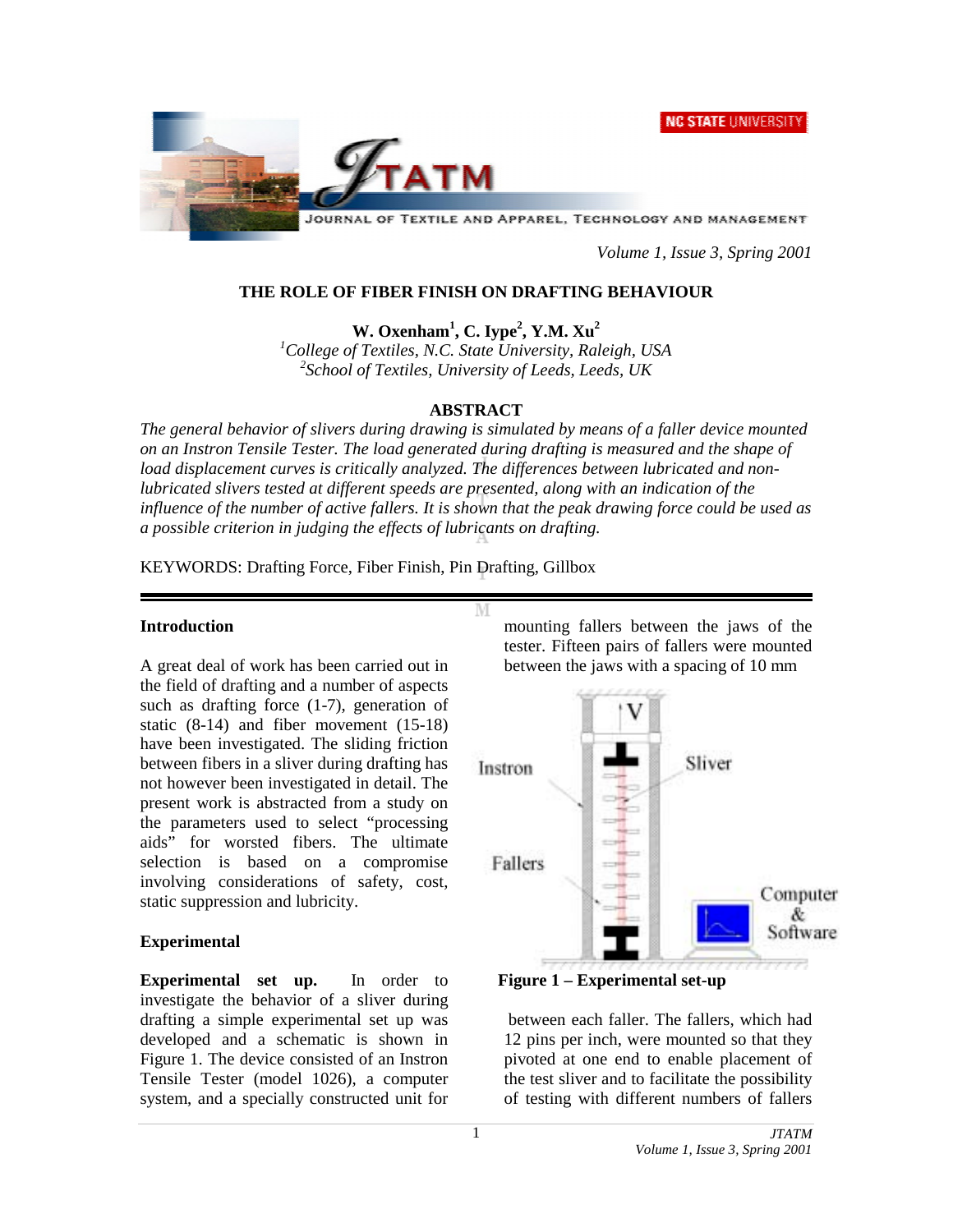# THE ROLE OF FIBER FINISH ON DRAFTING BEHAVIOUR

**W. Oxenham[1], C. Iype[2], Y.M. Xu[2]**

[1]*College of Textiles, N.C. State University, Raleigh, USA*
[2]*School of Textiles, University of Leeds, Leeds, UK*

## ABSTRACT

*The general behavior of slivers during drawing is simulated by means of a faller device mounted on an Instron Tensile Tester. The load generated during drafting is measured and the shape of load displacement curves is critically analyzed. The differences between lubricated and non-lubricated slivers tested at different speeds are presented, along with an indication of the influence of the number of active fallers. It is shown that the peak drawing force could be used as a possible criterion in judging the effects of lubricants on drafting.*

KEYWORDS: Drafting Force, Fiber Finish, Pin Drafting, Gillbox

## Introduction

A great deal of work has been carried out in the field of drafting and a number of aspects such as drafting force (1-7), generation of static (8-14) and fiber movement (15-18) have been investigated. The sliding friction between fibers in a sliver during drafting has not however been investigated in detail. The present work is abstracted from a study on the parameters used to select "processing aids" for worsted fibers. The ultimate selection is based on a compromise involving considerations of safety, cost, static suppression and lubricity.

## Experimental

**Experimental set up.** In order to investigate the behavior of a sliver during drafting a simple experimental set up was developed and a schematic is shown in Figure 1. The device consisted of an Instron Tensile Tester (model 1026), a computer system, and a specially constructed unit for mounting fallers between the jaws of the tester. Fifteen pairs of fallers were mounted between the jaws with a spacing of 10 mm between each faller. The fallers, which had 12 pins per inch, were mounted so that they pivoted at one end to enable placement of the test sliver and to facilitate the possibility of testing with different numbers of fallers

**Figure 1 – Experimental set-up**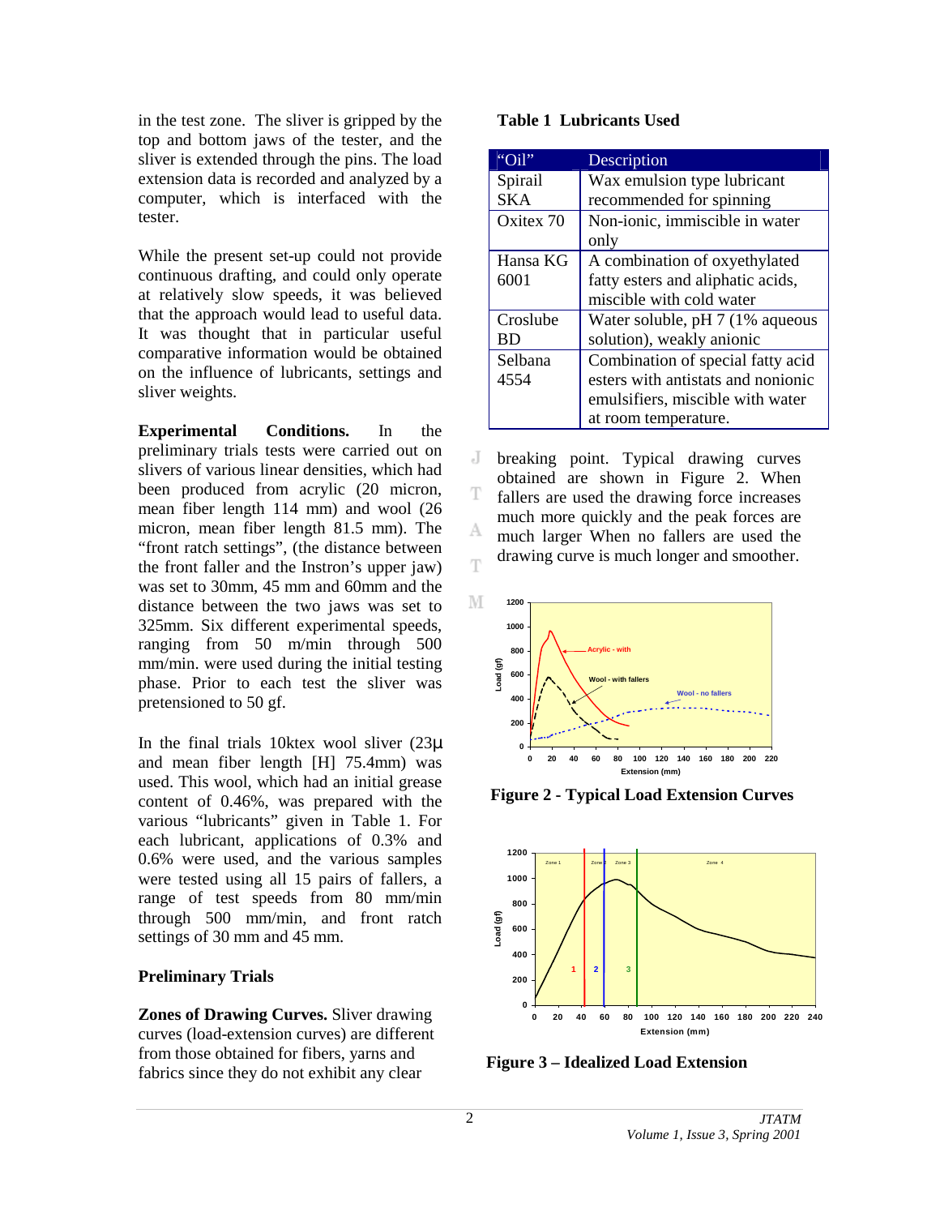in the test zone. The sliver is gripped by the top and bottom jaws of the tester, and the sliver is extended through the pins. The load extension data is recorded and analyzed by a computer, which is interfaced with the tester.

While the present set-up could not provide continuous drafting, and could only operate at relatively slow speeds, it was believed that the approach would lead to useful data. It was thought that in particular useful comparative information would be obtained on the influence of lubricants, settings and sliver weights.

**Experimental Conditions.** In the preliminary trials tests were carried out on slivers of various linear densities, which had been produced from acrylic (20 micron, mean fiber length 114 mm) and wool (26 micron, mean fiber length 81.5 mm). The "front ratch settings", (the distance between the front faller and the Instron's upper jaw) was set to 30mm, 45 mm and 60mm and the distance between the two jaws was set to 325mm. Six different experimental speeds, ranging from 50 m/min through 500 mm/min. were used during the initial testing phase. Prior to each test the sliver was pretensioned to 50 gf.

In the final trials 10ktex wool sliver (23μ and mean fiber length [H] 75.4mm) was used. This wool, which had an initial grease content of 0.46%, was prepared with the various "lubricants" given in Table 1. For each lubricant, applications of 0.3% and 0.6% were used, and the various samples were tested using all 15 pairs of fallers, a range of test speeds from 80 mm/min through 500 mm/min, and front ratch settings of 30 mm and 45 mm.

### Preliminary Trials

**Zones of Drawing Curves.** Sliver drawing curves (load-extension curves) are different from those obtained for fibers, yarns and fabrics since they do not exhibit any clear breaking point. Typical drawing curves obtained are shown in Figure 2. When fallers are used the drawing force increases much more quickly and the peak forces are much larger When no fallers are used the drawing curve is much longer and smoother.

**Table 1 Lubricants Used**

| "Oil" | Description |
|---|---|
| Spirail SKA | Wax emulsion type lubricant recommended for spinning |
| Oxitex 70 | Non-ionic, immiscible in water only |
| Hansa KG 6001 | A combination of oxyethylated fatty esters and aliphatic acids, miscible with cold water |
| Croslube BD | Water soluble, pH 7 (1% aqueous solution), weakly anionic |
| Selbana 4554 | Combination of special fatty acid esters with antistats and nonionic emulsifiers, miscible with water at room temperature. |

**Figure 2 - Typical Load Extension Curves**

**Figure 3 – Idealized Load Extension**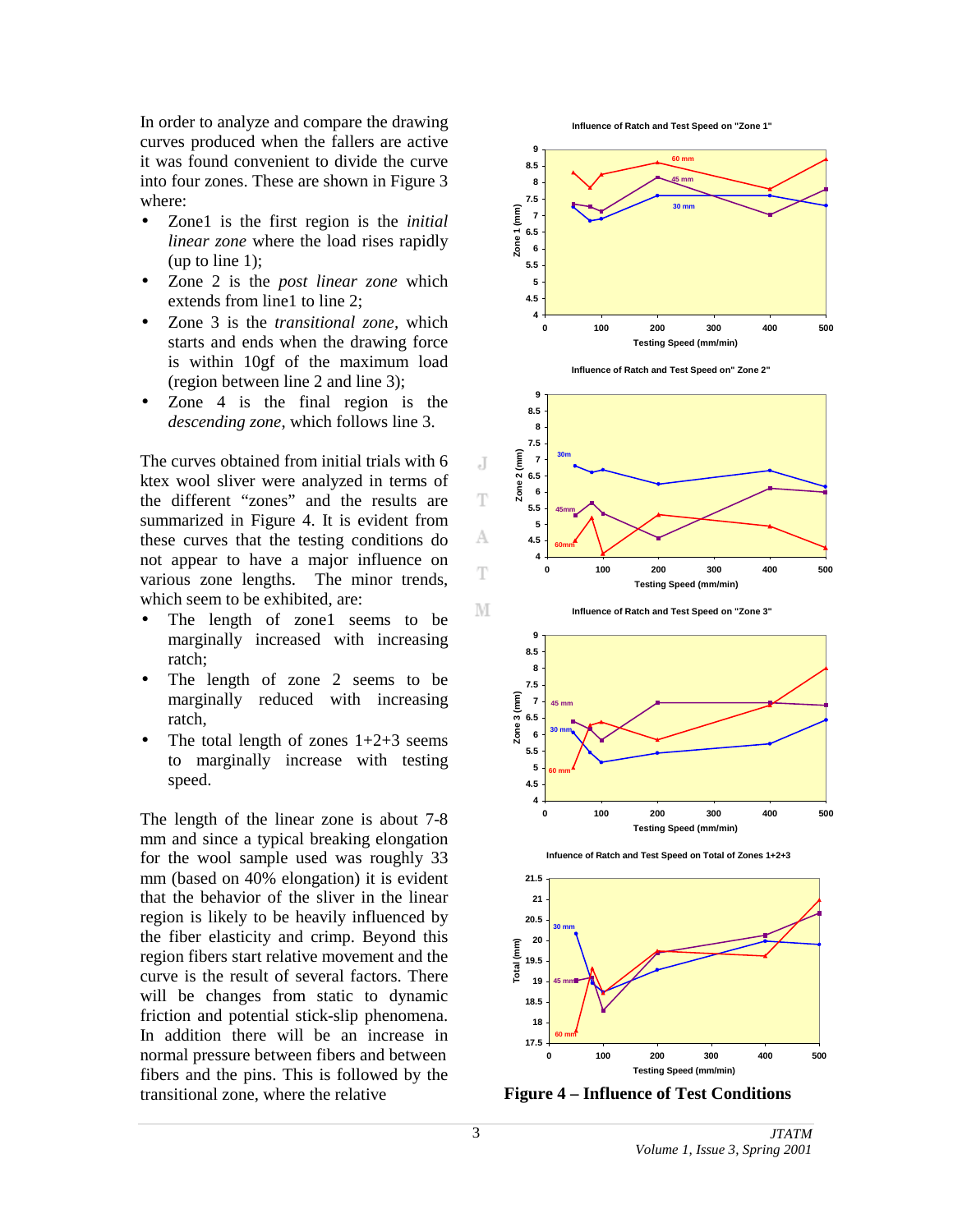In order to analyze and compare the drawing curves produced when the fallers are active it was found convenient to divide the curve into four zones. These are shown in Figure 3 where:

- Zone1 is the first region is the *initial linear zone* where the load rises rapidly (up to line 1);
- Zone 2 is the *post linear zone* which extends from line1 to line 2;
- Zone 3 is the *transitional zone*, which starts and ends when the drawing force is within 10gf of the maximum load (region between line 2 and line 3);
- Zone 4 is the final region is the *descending zone*, which follows line 3.

The curves obtained from initial trials with 6 ktex wool sliver were analyzed in terms of the different "zones" and the results are summarized in Figure 4. It is evident from these curves that the testing conditions do not appear to have a major influence on various zone lengths. The minor trends, which seem to be exhibited, are:

- The length of zone1 seems to be marginally increased with increasing ratch;
- The length of zone 2 seems to be marginally reduced with increasing ratch,
- The total length of zones 1+2+3 seems to marginally increase with testing speed.

The length of the linear zone is about 7-8 mm and since a typical breaking elongation for the wool sample used was roughly 33 mm (based on 40% elongation) it is evident that the behavior of the sliver in the linear region is likely to be heavily influenced by the fiber elasticity and crimp. Beyond this region fibers start relative movement and the curve is the result of several factors. There will be changes from static to dynamic friction and potential stick-slip phenomena. In addition there will be an increase in normal pressure between fibers and between fibers and the pins. This is followed by the transitional zone, where the relative

**Figure 4 – Influence of Test Conditions**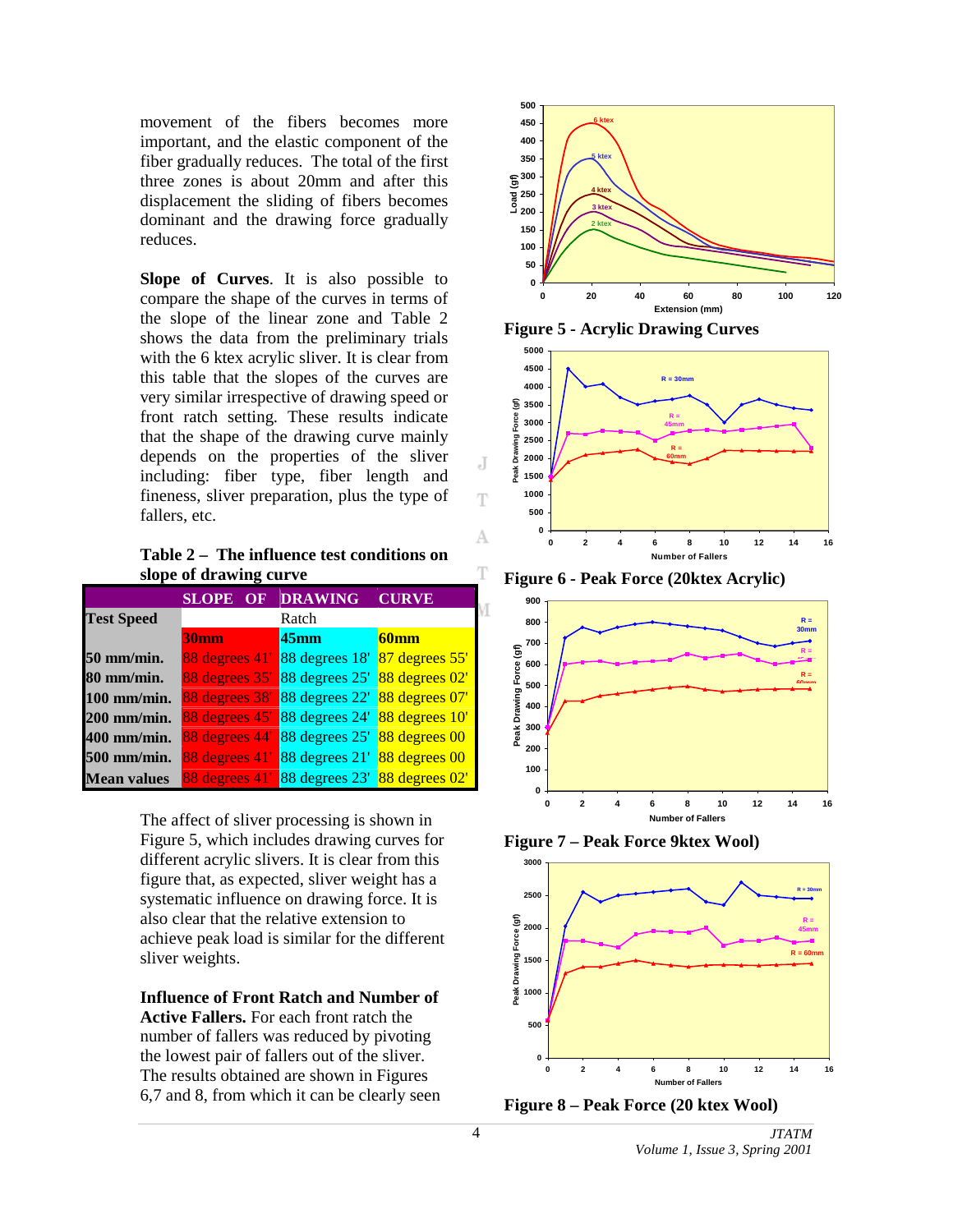movement of the fibers becomes more important, and the elastic component of the fiber gradually reduces. The total of the first three zones is about 20mm and after this displacement the sliding of fibers becomes dominant and the drawing force gradually reduces.

**Slope of Curves**. It is also possible to compare the shape of the curves in terms of the slope of the linear zone and Table 2 shows the data from the preliminary trials with the 6 ktex acrylic sliver. It is clear from this table that the slopes of the curves are very similar irrespective of drawing speed or front ratch setting. These results indicate that the shape of the drawing curve mainly depends on the properties of the sliver including: fiber type, fiber length and fineness, sliver preparation, plus the type of fallers, etc.

**Table 2 – The influence test conditions on slope of drawing curve**

| | SLOPE OF DRAWING CURVE | | |
|---|---|---|---|
| **Test Speed** | | Ratch | |
| | **30mm** | **45mm** | **60mm** |
| **50 mm/min.** | 88 degrees 41' | 88 degrees 18' | 87 degrees 55' |
| **80 mm/min.** | 88 degrees 35' | 88 degrees 25' | 88 degrees 02' |
| **100 mm/min.** | 88 degrees 38' | 88 degrees 22' | 88 degrees 07' |
| **200 mm/min.** | 88 degrees 45' | 88 degrees 24' | 88 degrees 10' |
| **400 mm/min.** | 88 degrees 44' | 88 degrees 25' | 88 degrees 00 |
| **500 mm/min.** | 88 degrees 41' | 88 degrees 21' | 88 degrees 00 |
| **Mean values** | 88 degrees 41' | 88 degrees 23' | 88 degrees 02' |

The affect of sliver processing is shown in Figure 5, which includes drawing curves for different acrylic slivers. It is clear from this figure that, as expected, sliver weight has a systematic influence on drawing force. It is also clear that the relative extension to achieve peak load is similar for the different sliver weights.

**Influence of Front Ratch and Number of Active Fallers.** For each front ratch the number of fallers was reduced by pivoting the lowest pair of fallers out of the sliver. The results obtained are shown in Figures 6,7 and 8, from which it can be clearly seen

**Figure 5 - Acrylic Drawing Curves**

**Figure 6 - Peak Force (20ktex Acrylic)**

**Figure 7 – Peak Force 9ktex Wool)**

**Figure 8 – Peak Force (20 ktex Wool)**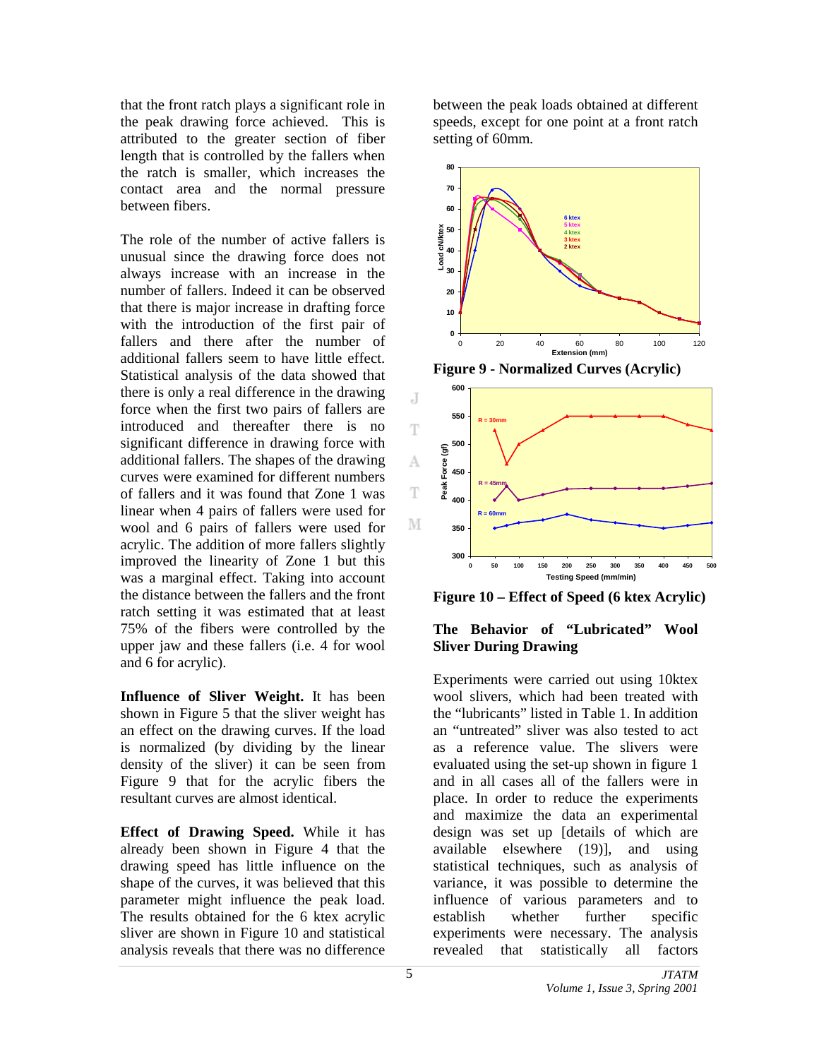that the front ratch plays a significant role in the peak drawing force achieved. This is attributed to the greater section of fiber length that is controlled by the fallers when the ratch is smaller, which increases the contact area and the normal pressure between fibers.

The role of the number of active fallers is unusual since the drawing force does not always increase with an increase in the number of fallers. Indeed it can be observed that there is major increase in drafting force with the introduction of the first pair of fallers and there after the number of additional fallers seem to have little effect. Statistical analysis of the data showed that there is only a real difference in the drawing force when the first two pairs of fallers are introduced and thereafter there is no significant difference in drawing force with additional fallers. The shapes of the drawing curves were examined for different numbers of fallers and it was found that Zone 1 was linear when 4 pairs of fallers were used for wool and 6 pairs of fallers were used for acrylic. The addition of more fallers slightly improved the linearity of Zone 1 but this was a marginal effect. Taking into account the distance between the fallers and the front ratch setting it was estimated that at least 75% of the fibers were controlled by the upper jaw and these fallers (i.e. 4 for wool and 6 for acrylic).

**Influence of Sliver Weight.** It has been shown in Figure 5 that the sliver weight has an effect on the drawing curves. If the load is normalized (by dividing by the linear density of the sliver) it can be seen from Figure 9 that for the acrylic fibers the resultant curves are almost identical.

**Effect of Drawing Speed.** While it has already been shown in Figure 4 that the drawing speed has little influence on the shape of the curves, it was believed that this parameter might influence the peak load. The results obtained for the 6 ktex acrylic sliver are shown in Figure 10 and statistical analysis reveals that there was no difference between the peak loads obtained at different speeds, except for one point at a front ratch setting of 60mm.

**Figure 9 - Normalized Curves (Acrylic)**

**Figure 10 – Effect of Speed (6 ktex Acrylic)**

### The Behavior of "Lubricated" Wool Sliver During Drawing

Experiments were carried out using 10ktex wool slivers, which had been treated with the "lubricants" listed in Table 1. In addition an "untreated" sliver was also tested to act as a reference value. The slivers were evaluated using the set-up shown in figure 1 and in all cases all of the fallers were in place. In order to reduce the experiments and maximize the data an experimental design was set up [details of which are available elsewhere (19)], and using statistical techniques, such as analysis of variance, it was possible to determine the influence of various parameters and to establish whether further specific experiments were necessary. The analysis revealed that statistically all factors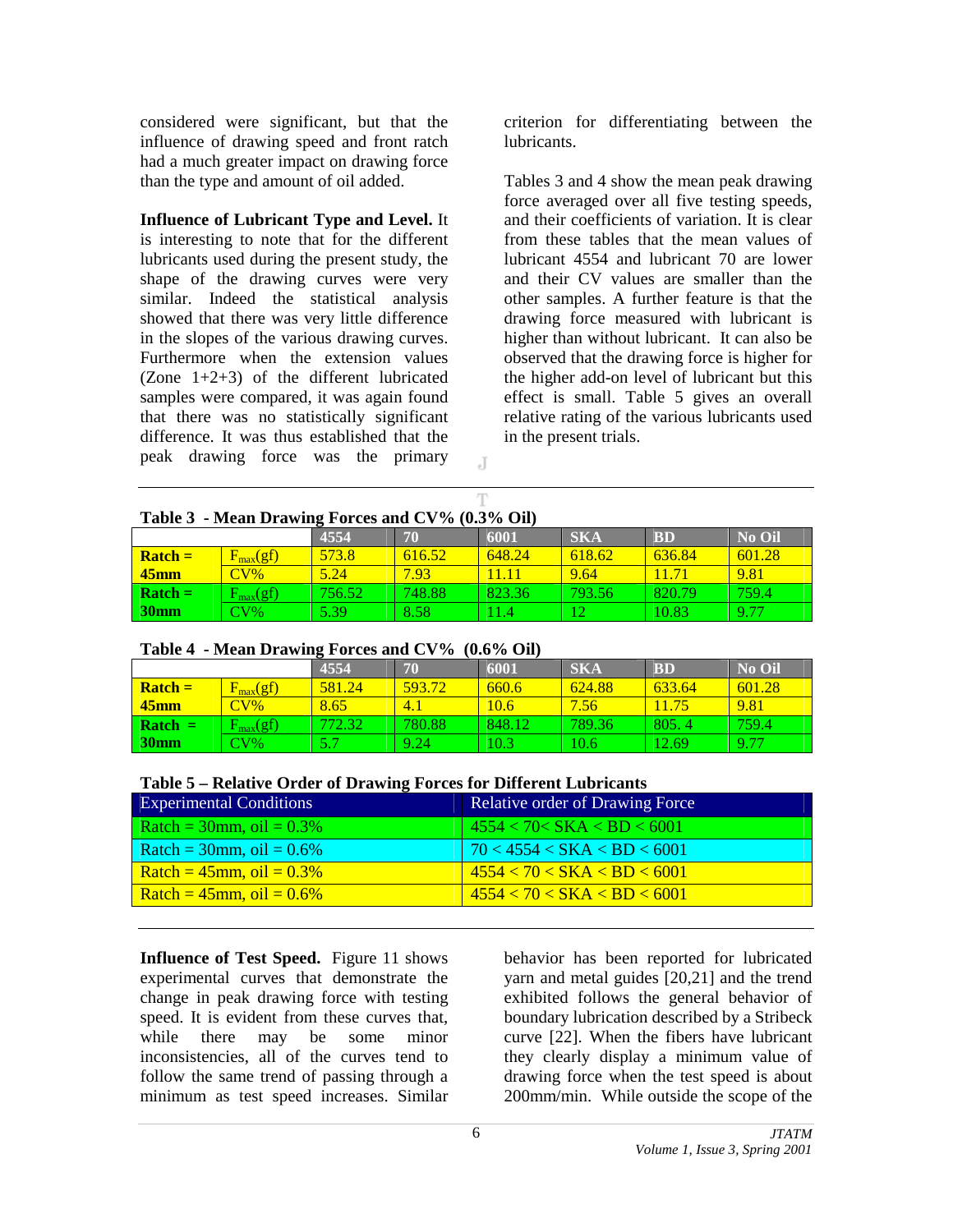considered were significant, but that the influence of drawing speed and front ratch had a much greater impact on drawing force than the type and amount of oil added.

**Influence of Lubricant Type and Level.** It is interesting to note that for the different lubricants used during the present study, the shape of the drawing curves were very similar. Indeed the statistical analysis showed that there was very little difference in the slopes of the various drawing curves. Furthermore when the extension values (Zone 1+2+3) of the different lubricated samples were compared, it was again found that there was no statistically significant difference. It was thus established that the peak drawing force was the primary criterion for differentiating between the lubricants.

Tables 3 and 4 show the mean peak drawing force averaged over all five testing speeds, and their coefficients of variation. It is clear from these tables that the mean values of lubricant 4554 and lubricant 70 are lower and their CV values are smaller than the other samples. A further feature is that the drawing force measured with lubricant is higher than without lubricant. It can also be observed that the drawing force is higher for the higher add-on level of lubricant but this effect is small. Table 5 gives an overall relative rating of the various lubricants used in the present trials.

**Table 3 - Mean Drawing Forces and CV% (0.3% Oil)**

| | | 4554 | 70 | 6001 | SKA | BD | No Oil |
|---|---|---|---|---|---|---|---|
| **Ratch = 45mm** | $F_{max}$(gf) | 573.8 | 616.52 | 648.24 | 618.62 | 636.84 | 601.28 |
| | CV% | 5.24 | 7.93 | 11.11 | 9.64 | 11.71 | 9.81 |
| **Ratch = 30mm** | $F_{max}$(gf) | 756.52 | 748.88 | 823.36 | 793.56 | 820.79 | 759.4 |
| | CV% | 5.39 | 8.58 | 11.4 | 12 | 10.83 | 9.77 |

**Table 4 - Mean Drawing Forces and CV% (0.6% Oil)**

| | | 4554 | 70 | 6001 | SKA | BD | No Oil |
|---|---|---|---|---|---|---|---|
| **Ratch = 45mm** | $F_{max}$(gf) | 581.24 | 593.72 | 660.6 | 624.88 | 633.64 | 601.28 |
| | CV% | 8.65 | 4.1 | 10.6 | 7.56 | 11.75 | 9.81 |
| **Ratch = 30mm** | $F_{max}$(gf) | 772.32 | 780.88 | 848.12 | 789.36 | 805. 4 | 759.4 |
| | CV% | 5.7 | 9.24 | 10.3 | 10.6 | 12.69 | 9.77 |

**Table 5 – Relative Order of Drawing Forces for Different Lubricants**

| Experimental Conditions | Relative order of Drawing Force |
|---|---|
| Ratch = 30mm, oil = 0.3% | 4554 < 70< SKA < BD < 6001 |
| Ratch = 30mm, oil = 0.6% | 70 < 4554 < SKA < BD < 6001 |
| Ratch = 45mm, oil = 0.3% | 4554 < 70 < SKA < BD < 6001 |
| Ratch = 45mm, oil = 0.6% | 4554 < 70 < SKA < BD < 6001 |

**Influence of Test Speed.** Figure 11 shows experimental curves that demonstrate the change in peak drawing force with testing speed. It is evident from these curves that, while there may be some minor inconsistencies, all of the curves tend to follow the same trend of passing through a minimum as test speed increases. Similar behavior has been reported for lubricated yarn and metal guides [20,21] and the trend exhibited follows the general behavior of boundary lubrication described by a Stribeck curve [22]. When the fibers have lubricant they clearly display a minimum value of drawing force when the test speed is about 200mm/min. While outside the scope of the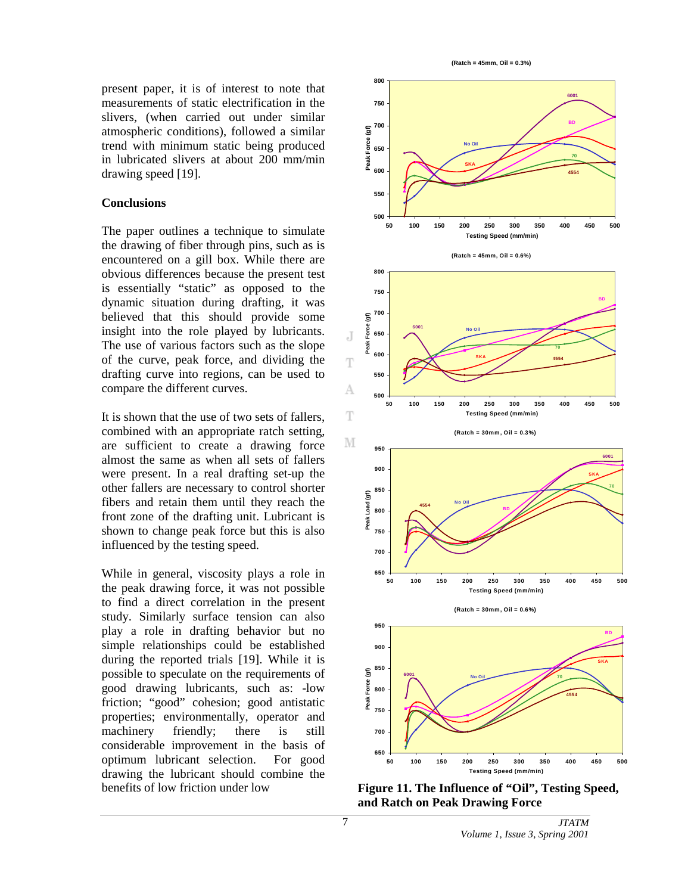present paper, it is of interest to note that measurements of static electrification in the slivers, (when carried out under similar atmospheric conditions), followed a similar trend with minimum static being produced in lubricated slivers at about 200 mm/min drawing speed [19].

## Conclusions

The paper outlines a technique to simulate the drawing of fiber through pins, such as is encountered on a gill box. While there are obvious differences because the present test is essentially "static" as opposed to the dynamic situation during drafting, it was believed that this should provide some insight into the role played by lubricants. The use of various factors such as the slope of the curve, peak force, and dividing the drafting curve into regions, can be used to compare the different curves.

It is shown that the use of two sets of fallers, combined with an appropriate ratch setting, are sufficient to create a drawing force almost the same as when all sets of fallers were present. In a real drafting set-up the other fallers are necessary to control shorter fibers and retain them until they reach the front zone of the drafting unit. Lubricant is shown to change peak force but this is also influenced by the testing speed.

While in general, viscosity plays a role in the peak drawing force, it was not possible to find a direct correlation in the present study. Similarly surface tension can also play a role in drafting behavior but no simple relationships could be established during the reported trials [19]. While it is possible to speculate on the requirements of good drawing lubricants, such as: -low friction; "good" cohesion; good antistatic properties; environmentally, operator and machinery friendly; there is still considerable improvement in the basis of optimum lubricant selection. For good drawing the lubricant should combine the benefits of low friction under low

**Figure 11. The Influence of "Oil", Testing Speed, and Ratch on Peak Drawing Force**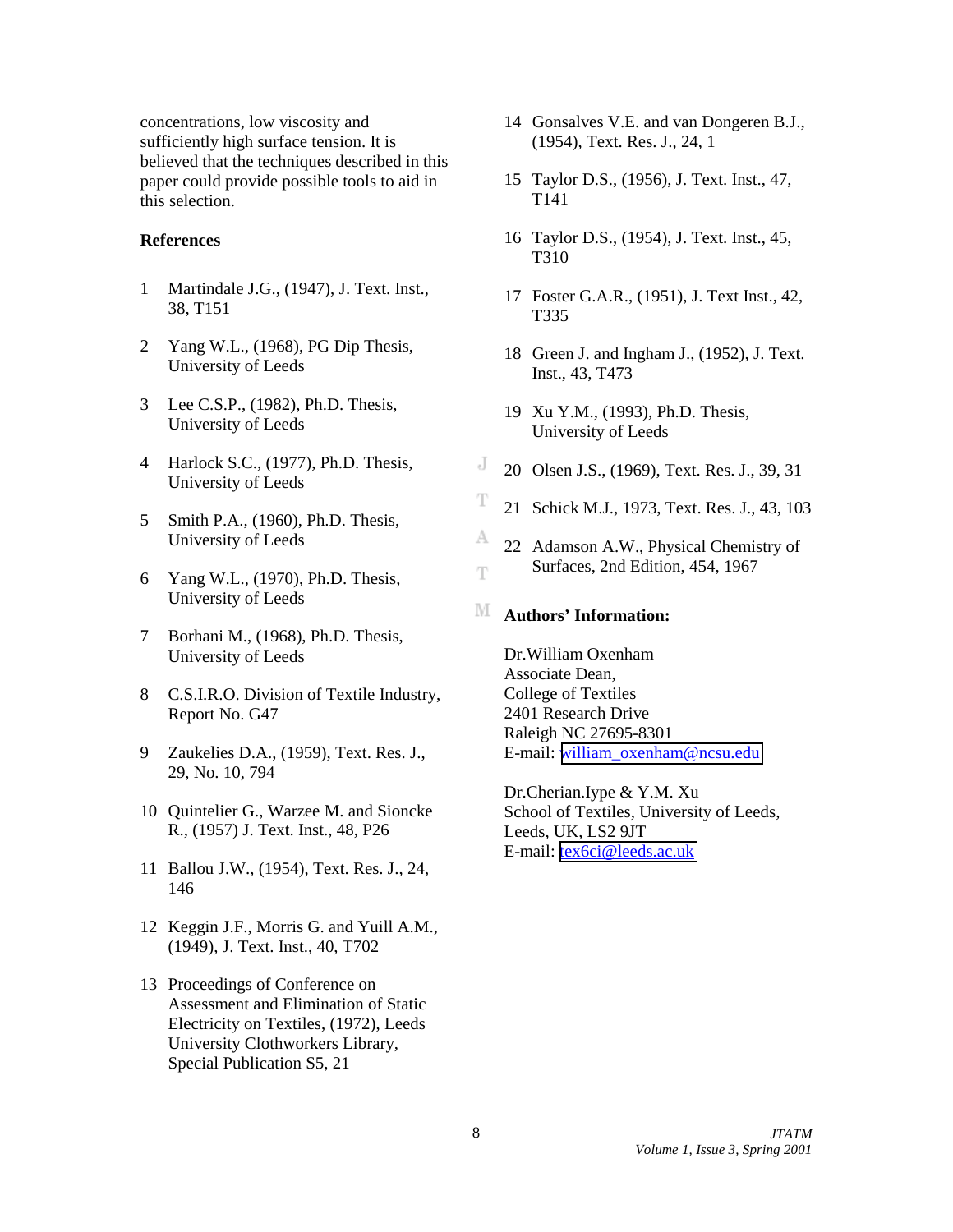concentrations, low viscosity and sufficiently high surface tension. It is believed that the techniques described in this paper could provide possible tools to aid in this selection.

## References

1. Martindale J.G., (1947), J. Text. Inst., 38, T151
2. Yang W.L., (1968), PG Dip Thesis, University of Leeds
3. Lee C.S.P., (1982), Ph.D. Thesis, University of Leeds
4. Harlock S.C., (1977), Ph.D. Thesis, University of Leeds
5. Smith P.A., (1960), Ph.D. Thesis, University of Leeds
6. Yang W.L., (1970), Ph.D. Thesis, University of Leeds
7. Borhani M., (1968), Ph.D. Thesis, University of Leeds
8. C.S.I.R.O. Division of Textile Industry, Report No. G47
9. Zaukelies D.A., (1959), Text. Res. J., 29, No. 10, 794
10. Quintelier G., Warzee M. and Sioncke R., (1957) J. Text. Inst., 48, P26
11. Ballou J.W., (1954), Text. Res. J., 24, 146
12. Keggin J.F., Morris G. and Yuill A.M., (1949), J. Text. Inst., 40, T702
13. Proceedings of Conference on Assessment and Elimination of Static Electricity on Textiles, (1972), Leeds University Clothworkers Library, Special Publication S5, 21
14. Gonsalves V.E. and van Dongeren B.J., (1954), Text. Res. J., 24, 1
15. Taylor D.S., (1956), J. Text. Inst., 47, T141
16. Taylor D.S., (1954), J. Text. Inst., 45, T310
17. Foster G.A.R., (1951), J. Text Inst., 42, T335
18. Green J. and Ingham J., (1952), J. Text. Inst., 43, T473
19. Xu Y.M., (1993), Ph.D. Thesis, University of Leeds
20. Olsen J.S., (1969), Text. Res. J., 39, 31
21. Schick M.J., 1973, Text. Res. J., 43, 103
22. Adamson A.W., Physical Chemistry of Surfaces, 2nd Edition, 454, 1967

## Authors' Information:

Dr.William Oxenham
Associate Dean,
College of Textiles
2401 Research Drive
Raleigh NC 27695-8301
E-mail: william_oxenham@ncsu.edu

Dr.Cherian.Iype & Y.M. Xu
School of Textiles, University of Leeds,
Leeds, UK, LS2 9JT
E-mail: tex6ci@leeds.ac.uk